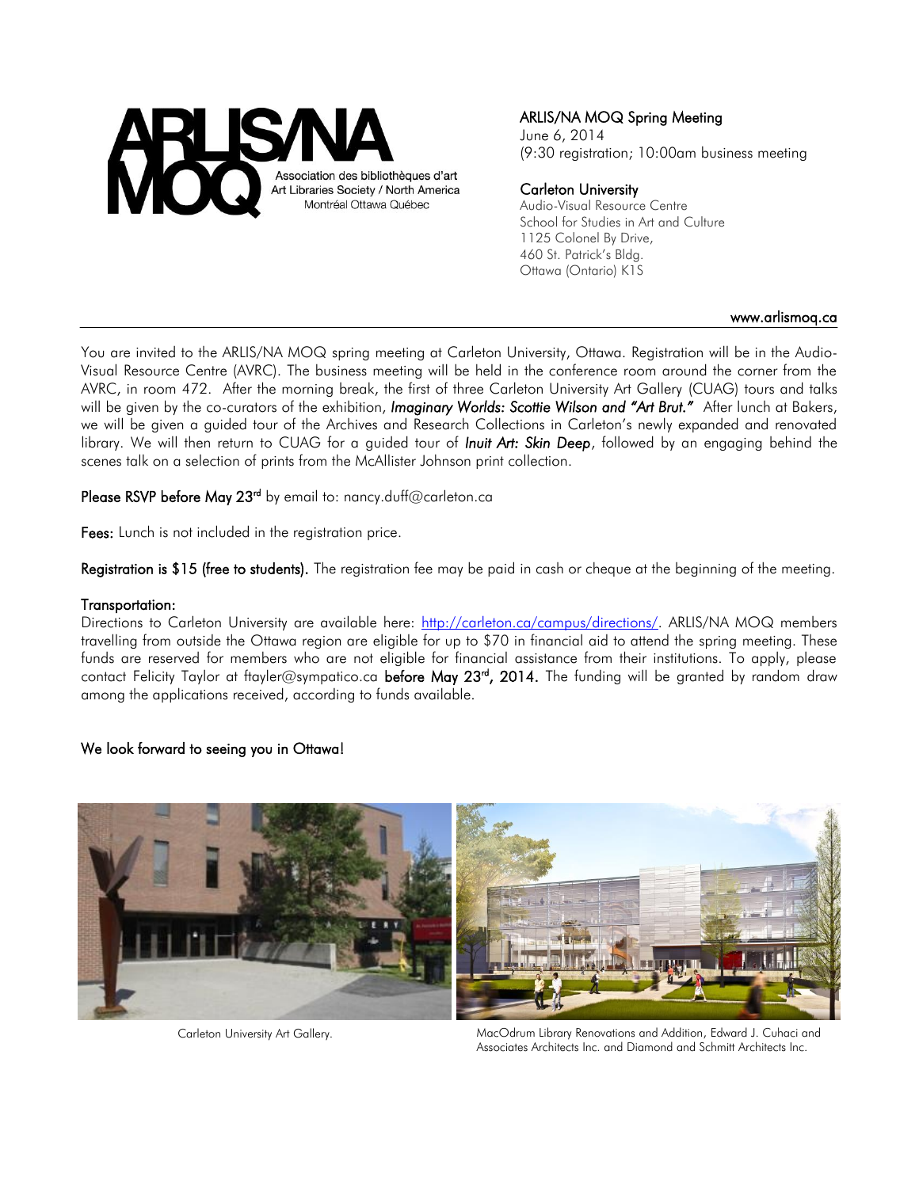# ARLIS/NA MOQ

Association des bibliothèques d'art
Art Libraries Society / North America
Montréal Ottawa Québec

**ARLIS/NA MOQ Spring Meeting**
June 6, 2014
(9:30 registration; 10:00am business meeting

**Carleton University**
Audio-Visual Resource Centre
School for Studies in Art and Culture
1125 Colonel By Drive,
460 St. Patrick's Bldg.
Ottawa (Ontario) K1S

www.arlismoq.ca

---

You are invited to the ARLIS/NA MOQ spring meeting at Carleton University, Ottawa. Registration will be in the Audio-Visual Resource Centre (AVRC). The business meeting will be held in the conference room around the corner from the AVRC, in room 472. After the morning break, the first of three Carleton University Art Gallery (CUAG) tours and talks will be given by the co-curators of the exhibition, ***Imaginary Worlds: Scottie Wilson and "Art Brut."*** After lunch at Bakers, we will be given a guided tour of the Archives and Research Collections in Carleton's newly expanded and renovated library. We will then return to CUAG for a guided tour of ***Inuit Art: Skin Deep***, followed by an engaging behind the scenes talk on a selection of prints from the McAllister Johnson print collection.

**Please RSVP before May 23rd** by email to: nancy.duff@carleton.ca

**Fees:** Lunch is not included in the registration price.

**Registration is $15 (free to students).** The registration fee may be paid in cash or cheque at the beginning of the meeting.

**Transportation:**
Directions to Carleton University are available here: http://carleton.ca/campus/directions/. ARLIS/NA MOQ members travelling from outside the Ottawa region are eligible for up to $70 in financial aid to attend the spring meeting. These funds are reserved for members who are not eligible for financial assistance from their institutions. To apply, please contact Felicity Taylor at ftayler@sympatico.ca **before May 23rd, 2014.** The funding will be granted by random draw among the applications received, according to funds available.

**We look forward to seeing you in Ottawa!**

Carleton University Art Gallery.

MacOdrum Library Renovations and Addition, Edward J. Cuhaci and Associates Architects Inc. and Diamond and Schmitt Architects Inc.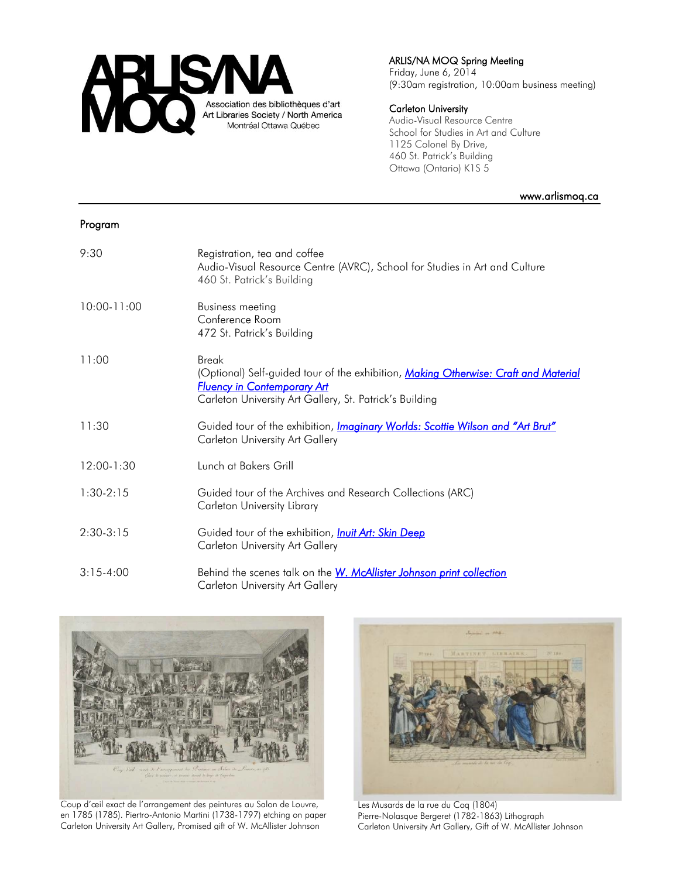ARLIS/NA MOQ
Association des bibliothèques d'art
Art Libraries Society / North America
Montréal Ottawa Québec

**ARLIS/NA MOQ Spring Meeting**
Friday, June 6, 2014
(9:30am registration, 10:00am business meeting)

**Carleton University**
Audio-Visual Resource Centre
School for Studies in Art and Culture
1125 Colonel By Drive,
460 St. Patrick's Building
Ottawa (Ontario) K1S 5

www.arlismoq.ca

## Program

| | |
|---|---|
| 9:30 | Registration, tea and coffee<br>Audio-Visual Resource Centre (AVRC), School for Studies in Art and Culture<br>460 St. Patrick's Building |
| 10:00-11:00 | Business meeting<br>Conference Room<br>472 St. Patrick's Building |
| 11:00 | Break<br>(Optional) Self-guided tour of the exhibition, *Making Otherwise: Craft and Material Fluency in Contemporary Art*<br>Carleton University Art Gallery, St. Patrick's Building |
| 11:30 | Guided tour of the exhibition, *Imaginary Worlds: Scottie Wilson and "Art Brut"*<br>Carleton University Art Gallery |
| 12:00-1:30 | Lunch at Bakers Grill |
| 1:30-2:15 | Guided tour of the Archives and Research Collections (ARC)<br>Carleton University Library |
| 2:30-3:15 | Guided tour of the exhibition, *Inuit Art: Skin Deep*<br>Carleton University Art Gallery |
| 3:15-4:00 | Behind the scenes talk on the *W. McAllister Johnson print collection*<br>Carleton University Art Gallery |

Coup d'œil exact de l'arrangement des peintures au Salon de Louvre, en 1785 (1785). Pietro-Antonio Martini (1738-1797) etching on paper
Carleton University Art Gallery, Promised gift of W. McAllister Johnson

Les Musards de la rue du Coq (1804)
Pierre-Nolasque Bergeret (1782-1863) Lithograph
Carleton University Art Gallery, Gift of W. McAllister Johnson